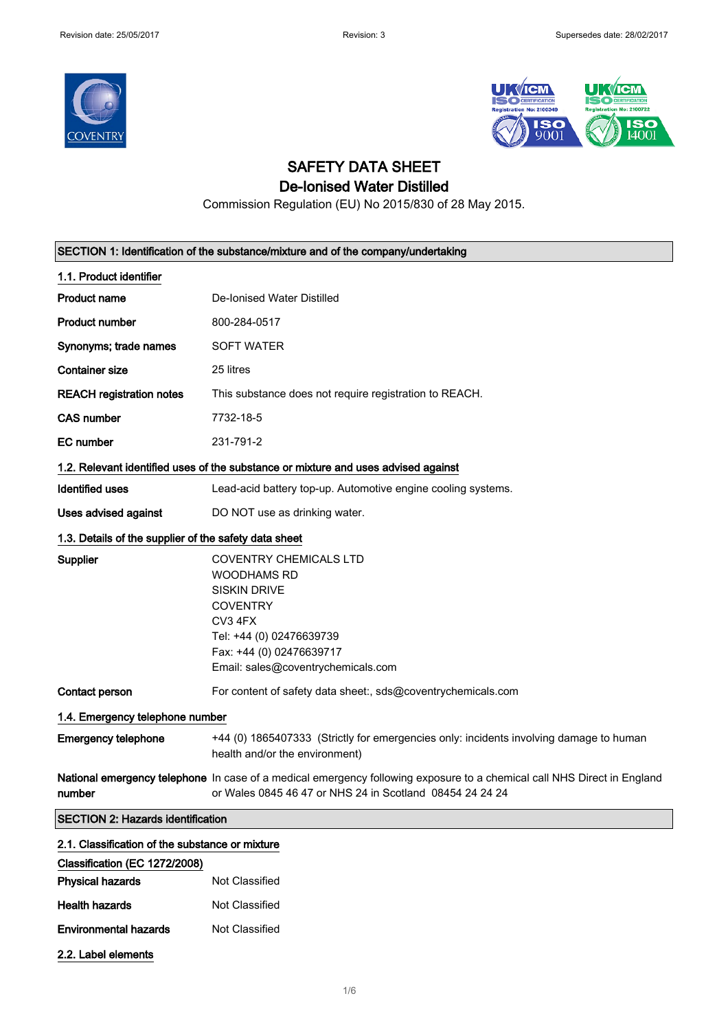# SAFETY DATA SHEET
## De-Ionised Water Distilled

Commission Regulation (EU) No 2015/830 of 28 May 2015.

## SECTION 1: Identification of the substance/mixture and of the company/undertaking

### 1.1. Product identifier

| | |
|---|---|
| **Product name** | De-Ionised Water Distilled |
| **Product number** | 800-284-0517 |
| **Synonyms; trade names** | SOFT WATER |
| **Container size** | 25 litres |
| **REACH registration notes** | This substance does not require registration to REACH. |
| **CAS number** | 7732-18-5 |
| **EC number** | 231-791-2 |

### 1.2. Relevant identified uses of the substance or mixture and uses advised against

| | |
|---|---|
| **Identified uses** | Lead-acid battery top-up. Automotive engine cooling systems. |
| **Uses advised against** | DO NOT use as drinking water. |

### 1.3. Details of the supplier of the safety data sheet

**Supplier**

COVENTRY CHEMICALS LTD
WOODHAMS RD
SISKIN DRIVE
COVENTRY
CV3 4FX
Tel: +44 (0) 02476639739
Fax: +44 (0) 02476639717
Email: sales@coventrychemicals.com

**Contact person** For content of safety data sheet:, sds@coventrychemicals.com

### 1.4. Emergency telephone number

**Emergency telephone** +44 (0) 1865407333 (Strictly for emergencies only: incidents involving damage to human health and/or the environment)

**National emergency telephone number** In case of a medical emergency following exposure to a chemical call NHS Direct in England or Wales 0845 46 47 or NHS 24 in Scotland 08454 24 24 24

## SECTION 2: Hazards identification

### 2.1. Classification of the substance or mixture

**Classification (EC 1272/2008)**

| | |
|---|---|
| **Physical hazards** | Not Classified |
| **Health hazards** | Not Classified |
| **Environmental hazards** | Not Classified |

### 2.2. Label elements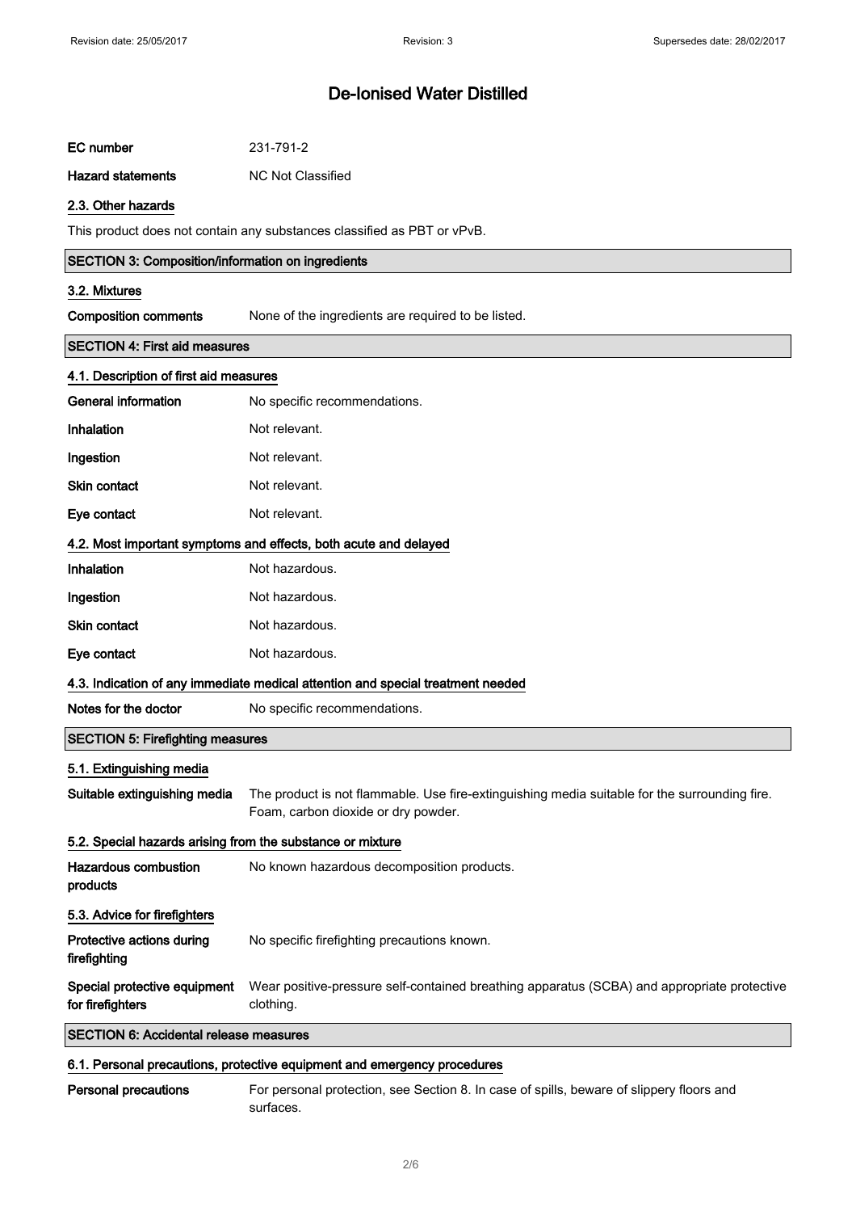# De-Ionised Water Distilled

| | |
|---|---|
| **EC number** | 231-791-2 |
| **Hazard statements** | NC Not Classified |

### 2.3. Other hazards

This product does not contain any substances classified as PBT or vPvB.

## SECTION 3: Composition/information on ingredients

### 3.2. Mixtures

| | |
|---|---|
| **Composition comments** | None of the ingredients are required to be listed. |

## SECTION 4: First aid measures

### 4.1. Description of first aid measures

| | |
|---|---|
| **General information** | No specific recommendations. |
| **Inhalation** | Not relevant. |
| **Ingestion** | Not relevant. |
| **Skin contact** | Not relevant. |
| **Eye contact** | Not relevant. |

### 4.2. Most important symptoms and effects, both acute and delayed

| | |
|---|---|
| **Inhalation** | Not hazardous. |
| **Ingestion** | Not hazardous. |
| **Skin contact** | Not hazardous. |
| **Eye contact** | Not hazardous. |

### 4.3. Indication of any immediate medical attention and special treatment needed

| | |
|---|---|
| **Notes for the doctor** | No specific recommendations. |

## SECTION 5: Firefighting measures

### 5.1. Extinguishing media

| | |
|---|---|
| **Suitable extinguishing media** | The product is not flammable. Use fire-extinguishing media suitable for the surrounding fire. Foam, carbon dioxide or dry powder. |

### 5.2. Special hazards arising from the substance or mixture

| | |
|---|---|
| **Hazardous combustion products** | No known hazardous decomposition products. |

### 5.3. Advice for firefighters

| | |
|---|---|
| **Protective actions during firefighting** | No specific firefighting precautions known. |
| **Special protective equipment for firefighters** | Wear positive-pressure self-contained breathing apparatus (SCBA) and appropriate protective clothing. |

## SECTION 6: Accidental release measures

### 6.1. Personal precautions, protective equipment and emergency procedures

| | |
|---|---|
| **Personal precautions** | For personal protection, see Section 8. In case of spills, beware of slippery floors and surfaces. |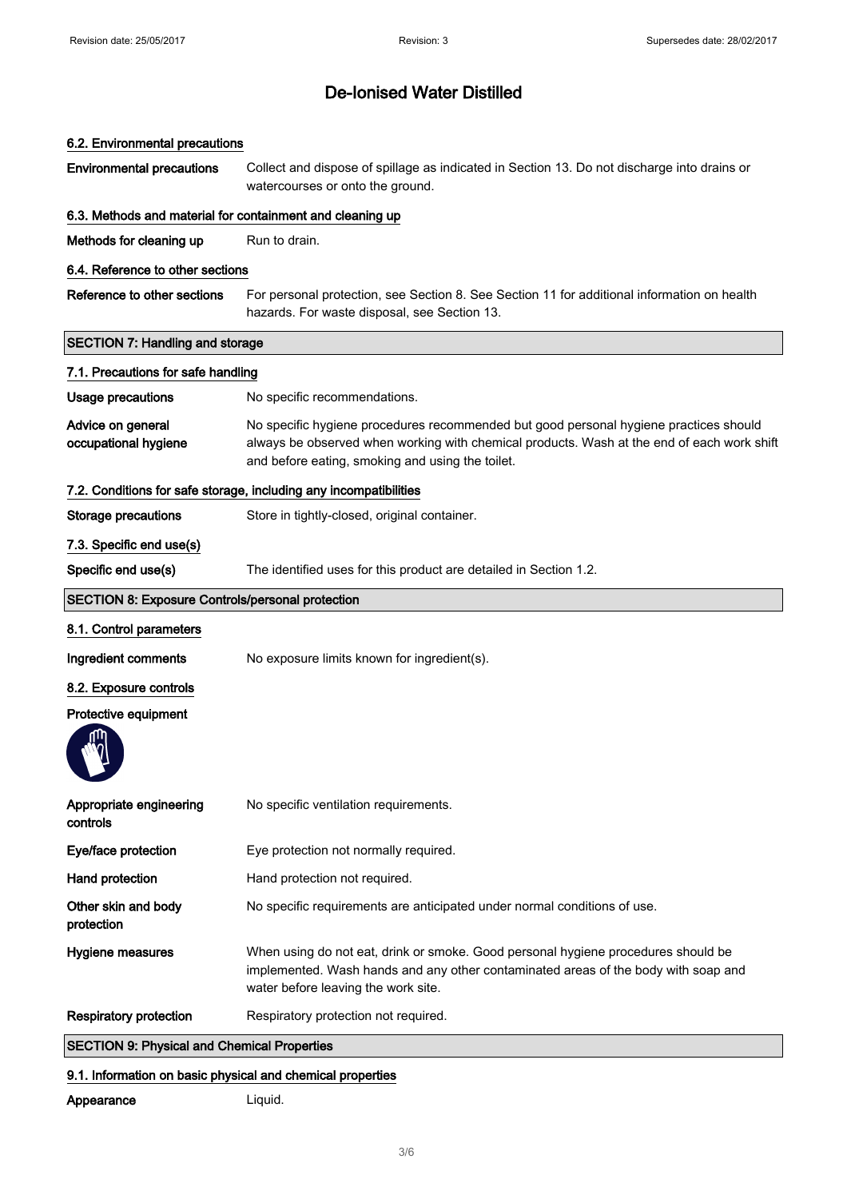# De-Ionised Water Distilled

### 6.2. Environmental precautions

**Environmental precautions** Collect and dispose of spillage as indicated in Section 13. Do not discharge into drains or watercourses or onto the ground.

### 6.3. Methods and material for containment and cleaning up

**Methods for cleaning up** Run to drain.

### 6.4. Reference to other sections

**Reference to other sections** For personal protection, see Section 8. See Section 11 for additional information on health hazards. For waste disposal, see Section 13.

## SECTION 7: Handling and storage

### 7.1. Precautions for safe handling

**Usage precautions** No specific recommendations.

**Advice on general occupational hygiene** No specific hygiene procedures recommended but good personal hygiene practices should always be observed when working with chemical products. Wash at the end of each work shift and before eating, smoking and using the toilet.

### 7.2. Conditions for safe storage, including any incompatibilities

**Storage precautions** Store in tightly-closed, original container.

### 7.3. Specific end use(s)

**Specific end use(s)** The identified uses for this product are detailed in Section 1.2.

## SECTION 8: Exposure Controls/personal protection

### 8.1. Control parameters

**Ingredient comments** No exposure limits known for ingredient(s).

### 8.2. Exposure controls

**Protective equipment**

**Appropriate engineering controls** No specific ventilation requirements.

**Eye/face protection** Eye protection not normally required.

**Hand protection** Hand protection not required.

**Other skin and body protection** No specific requirements are anticipated under normal conditions of use.

**Hygiene measures** When using do not eat, drink or smoke. Good personal hygiene procedures should be implemented. Wash hands and any other contaminated areas of the body with soap and water before leaving the work site.

**Respiratory protection** Respiratory protection not required.

## SECTION 9: Physical and Chemical Properties

### 9.1. Information on basic physical and chemical properties

**Appearance** Liquid.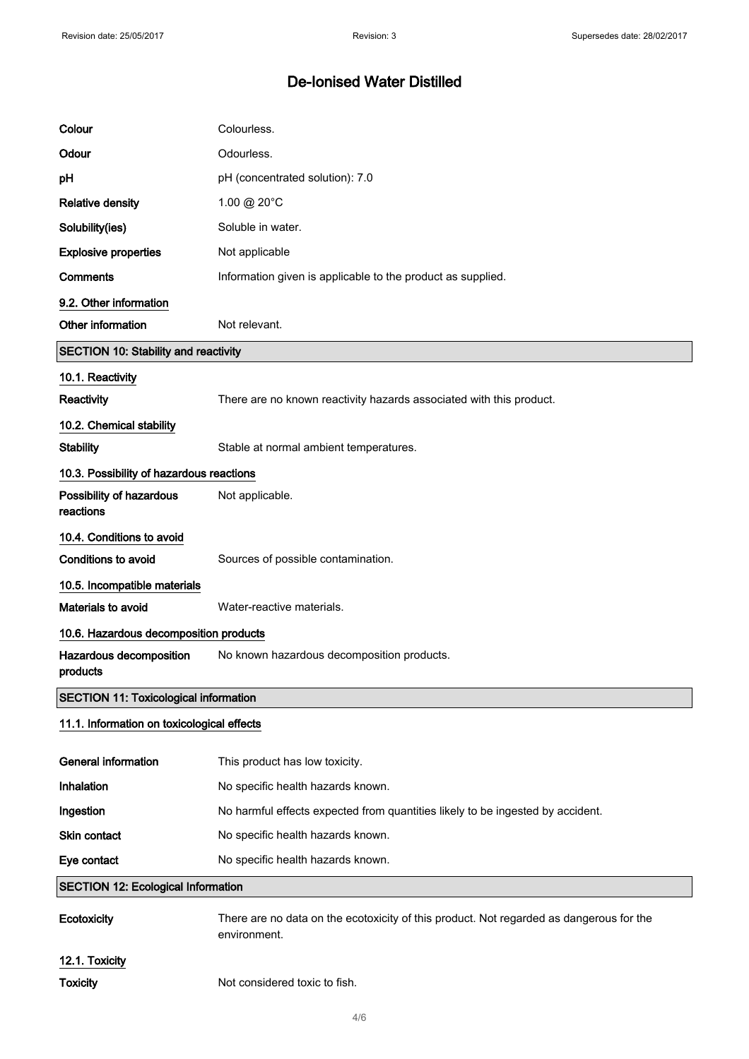# De-Ionised Water Distilled

| | |
|---|---|
| **Colour** | Colourless. |
| **Odour** | Odourless. |
| **pH** | pH (concentrated solution): 7.0 |
| **Relative density** | 1.00 @ 20°C |
| **Solubility(ies)** | Soluble in water. |
| **Explosive properties** | Not applicable |
| **Comments** | Information given is applicable to the product as supplied. |

### 9.2. Other information

| | |
|---|---|
| **Other information** | Not relevant. |

## SECTION 10: Stability and reactivity

### 10.1. Reactivity

| | |
|---|---|
| **Reactivity** | There are no known reactivity hazards associated with this product. |

### 10.2. Chemical stability

| | |
|---|---|
| **Stability** | Stable at normal ambient temperatures. |

### 10.3. Possibility of hazardous reactions

| | |
|---|---|
| **Possibility of hazardous reactions** | Not applicable. |

### 10.4. Conditions to avoid

| | |
|---|---|
| **Conditions to avoid** | Sources of possible contamination. |

### 10.5. Incompatible materials

| | |
|---|---|
| **Materials to avoid** | Water-reactive materials. |

### 10.6. Hazardous decomposition products

| | |
|---|---|
| **Hazardous decomposition products** | No known hazardous decomposition products. |

## SECTION 11: Toxicological information

### 11.1. Information on toxicological effects

| | |
|---|---|
| **General information** | This product has low toxicity. |
| **Inhalation** | No specific health hazards known. |
| **Ingestion** | No harmful effects expected from quantities likely to be ingested by accident. |
| **Skin contact** | No specific health hazards known. |
| **Eye contact** | No specific health hazards known. |

## SECTION 12: Ecological Information

| | |
|---|---|
| **Ecotoxicity** | There are no data on the ecotoxicity of this product. Not regarded as dangerous for the environment. |

### 12.1. Toxicity

| | |
|---|---|
| **Toxicity** | Not considered toxic to fish. |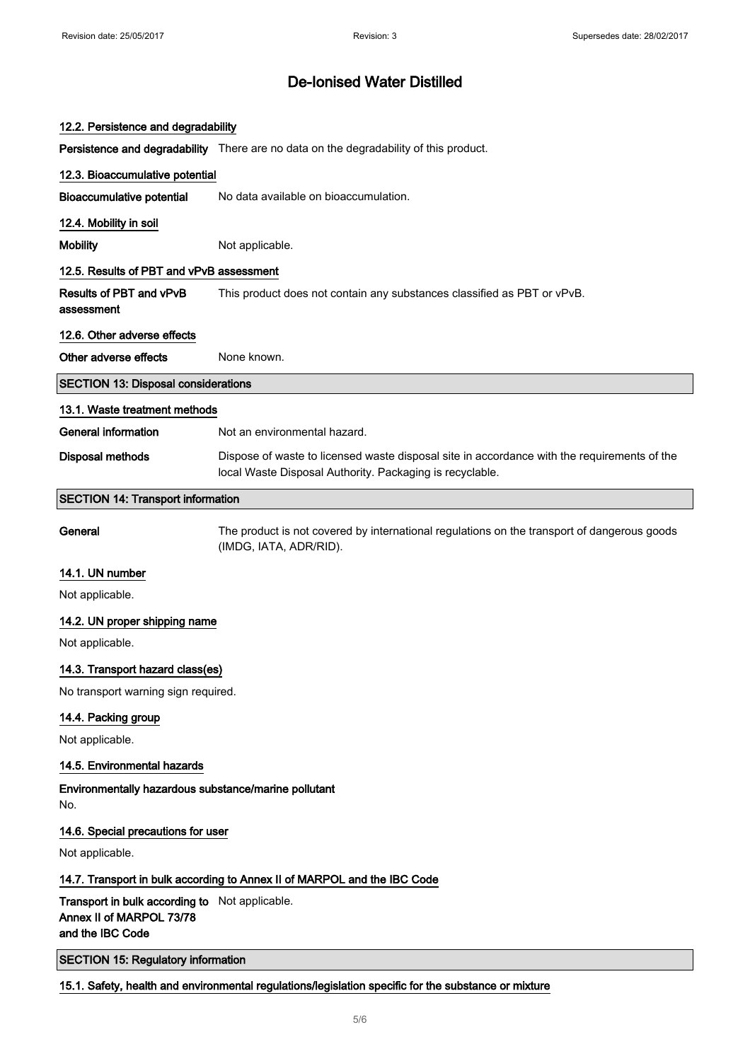# De-Ionised Water Distilled

### 12.2. Persistence and degradability

**Persistence and degradability** There are no data on the degradability of this product.

### 12.3. Bioaccumulative potential

**Bioaccumulative potential** No data available on bioaccumulation.

### 12.4. Mobility in soil

**Mobility** Not applicable.

### 12.5. Results of PBT and vPvB assessment

**Results of PBT and vPvB assessment** This product does not contain any substances classified as PBT or vPvB.

### 12.6. Other adverse effects

**Other adverse effects** None known.

## SECTION 13: Disposal considerations

### 13.1. Waste treatment methods

**General information** Not an environmental hazard.

**Disposal methods** Dispose of waste to licensed waste disposal site in accordance with the requirements of the local Waste Disposal Authority. Packaging is recyclable.

## SECTION 14: Transport information

**General** The product is not covered by international regulations on the transport of dangerous goods (IMDG, IATA, ADR/RID).

### 14.1. UN number

Not applicable.

### 14.2. UN proper shipping name

Not applicable.

### 14.3. Transport hazard class(es)

No transport warning sign required.

### 14.4. Packing group

Not applicable.

### 14.5. Environmental hazards

**Environmentally hazardous substance/marine pollutant**

No.

### 14.6. Special precautions for user

Not applicable.

### 14.7. Transport in bulk according to Annex II of MARPOL and the IBC Code

**Transport in bulk according to Annex II of MARPOL 73/78 and the IBC Code** Not applicable.

## SECTION 15: Regulatory information

### 15.1. Safety, health and environmental regulations/legislation specific for the substance or mixture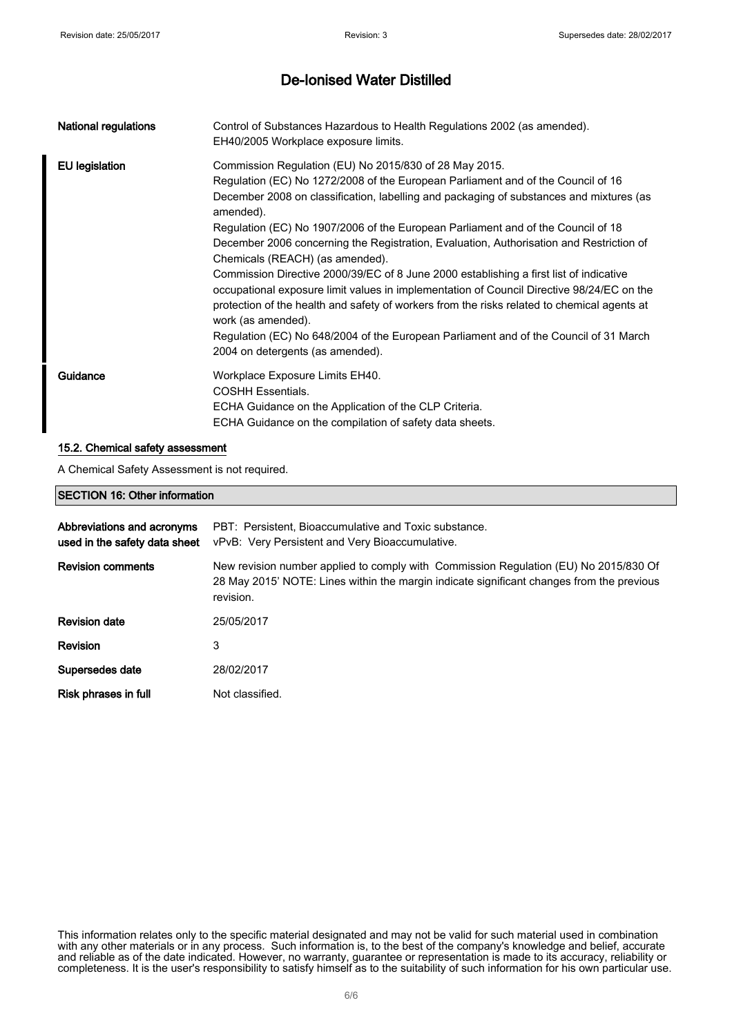# De-Ionised Water Distilled

| | |
|---|---|
| **National regulations** | Control of Substances Hazardous to Health Regulations 2002 (as amended).<br>EH40/2005 Workplace exposure limits. |
| **EU legislation** | Commission Regulation (EU) No 2015/830 of 28 May 2015.<br>Regulation (EC) No 1272/2008 of the European Parliament and of the Council of 16 December 2008 on classification, labelling and packaging of substances and mixtures (as amended).<br>Regulation (EC) No 1907/2006 of the European Parliament and of the Council of 18 December 2006 concerning the Registration, Evaluation, Authorisation and Restriction of Chemicals (REACH) (as amended).<br>Commission Directive 2000/39/EC of 8 June 2000 establishing a first list of indicative occupational exposure limit values in implementation of Council Directive 98/24/EC on the protection of the health and safety of workers from the risks related to chemical agents at work (as amended).<br>Regulation (EC) No 648/2004 of the European Parliament and of the Council of 31 March 2004 on detergents (as amended). |
| **Guidance** | Workplace Exposure Limits EH40.<br>COSHH Essentials.<br>ECHA Guidance on the Application of the CLP Criteria.<br>ECHA Guidance on the compilation of safety data sheets. |

### 15.2. Chemical safety assessment

A Chemical Safety Assessment is not required.

## SECTION 16: Other information

| | |
|---|---|
| **Abbreviations and acronyms used in the safety data sheet** | PBT: Persistent, Bioaccumulative and Toxic substance.<br>vPvB: Very Persistent and Very Bioaccumulative. |
| **Revision comments** | New revision number applied to comply with Commission Regulation (EU) No 2015/830 Of 28 May 2015' NOTE: Lines within the margin indicate significant changes from the previous revision. |
| **Revision date** | 25/05/2017 |
| **Revision** | 3 |
| **Supersedes date** | 28/02/2017 |
| **Risk phrases in full** | Not classified. |

This information relates only to the specific material designated and may not be valid for such material used in combination with any other materials or in any process. Such information is, to the best of the company's knowledge and belief, accurate and reliable as of the date indicated. However, no warranty, guarantee or representation is made to its accuracy, reliability or completeness. It is the user's responsibility to satisfy himself as to the suitability of such information for his own particular use.